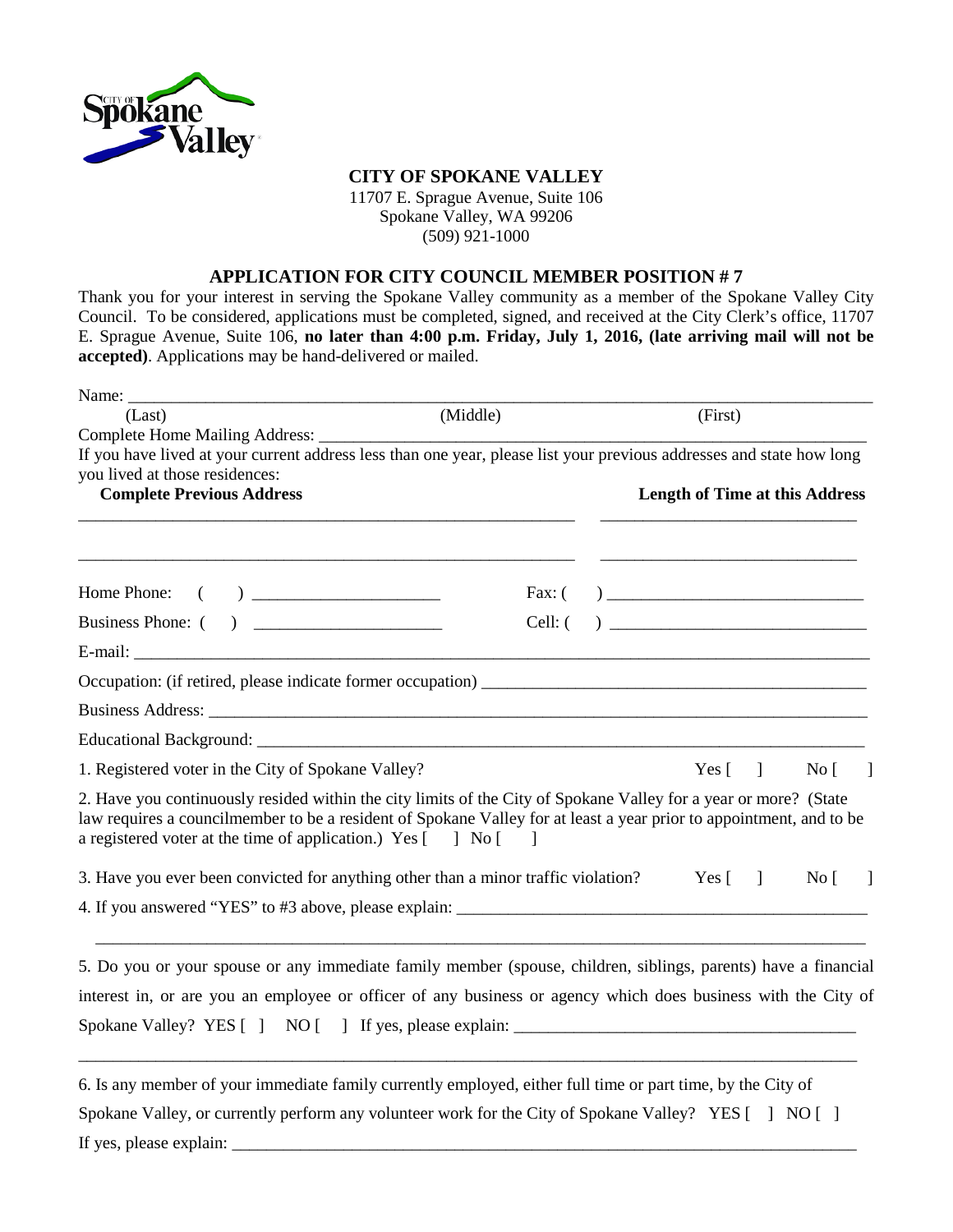**CITY OF SPOKANE VALLEY**
11707 E. Sprague Avenue, Suite 106
Spokane Valley, WA 99206
(509) 921-1000

## APPLICATION FOR CITY COUNCIL MEMBER POSITION # 7

Thank you for your interest in serving the Spokane Valley community as a member of the Spokane Valley City Council. To be considered, applications must be completed, signed, and received at the City Clerk's office, 11707 E. Sprague Avenue, Suite 106, **no later than 4:00 p.m. Friday, July 1, 2016, (late arriving mail will not be accepted)**. Applications may be hand-delivered or mailed.

Name: ______________________________________________________________________________
(Last) (Middle) (First)

Complete Home Mailing Address: _______________________________________________________

If you have lived at your current address less than one year, please list your previous addresses and state how long you lived at those residences:

| **Complete Previous Address** | **Length of Time at this Address** |
| --- | --- |
| ______________________________ | ______________________________ |
| ______________________________ | ______________________________ |

Home Phone: ( ) ______________________ Fax: ( ) ______________________________

Business Phone: ( ) ______________________ Cell: ( ) ______________________________

E-mail: ______________________________________________________________________________

Occupation: (if retired, please indicate former occupation) _____________________________________________

Business Address: ____________________________________________________________________

Educational Background: ______________________________________________________________

1. Registered voter in the City of Spokane Valley? Yes [ ] No [ ]

2. Have you continuously resided within the city limits of the City of Spokane Valley for a year or more? (State law requires a councilmember to be a resident of Spokane Valley for at least a year prior to appointment, and to be a registered voter at the time of application.) Yes [ ] No [ ]

3. Have you ever been convicted for anything other than a minor traffic violation? Yes [ ] No [ ]

4. If you answered "YES" to #3 above, please explain: _____________________________________________

_____________________________________________________________________________________

5. Do you or your spouse or any immediate family member (spouse, children, siblings, parents) have a financial interest in, or are you an employee or officer of any business or agency which does business with the City of Spokane Valley? YES [ ] NO [ ] If yes, please explain: ________________________________________

_____________________________________________________________________________________

6. Is any member of your immediate family currently employed, either full time or part time, by the City of Spokane Valley, or currently perform any volunteer work for the City of Spokane Valley? YES [ ] NO [ ]

If yes, please explain: ____________________________________________________________________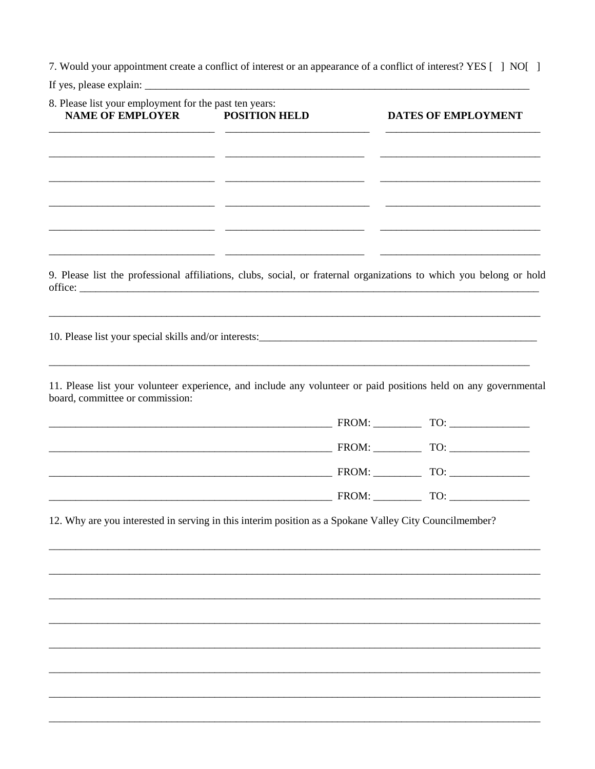7. Would your appointment create a conflict of interest or an appearance of a conflict of interest? YES [ ] NO[ ]

If yes, please explain: ___________________________________________________________________________

8. Please list your employment for the past ten years:

| NAME OF EMPLOYER | POSITION HELD | DATES OF EMPLOYMENT |
|---|---|---|
| | | |
| | | |
| | | |
| | | |
| | | |
| | | |

9. Please list the professional affiliations, clubs, social, or fraternal organizations to which you belong or hold office: ___________________________________________________________________________

___________________________________________________________________________

10. Please list your special skills and/or interests:___________________________________________________

___________________________________________________________________________

11. Please list your volunteer experience, and include any volunteer or paid positions held on any governmental board, committee or commission:

_______________________________________________ FROM: _________ TO: _______________

_______________________________________________ FROM: _________ TO: _______________

_______________________________________________ FROM: _________ TO: _______________

_______________________________________________ FROM: _________ TO: _______________

12. Why are you interested in serving in this interim position as a Spokane Valley City Councilmember?

___________________________________________________________________________

___________________________________________________________________________

___________________________________________________________________________

___________________________________________________________________________

___________________________________________________________________________

___________________________________________________________________________

___________________________________________________________________________

___________________________________________________________________________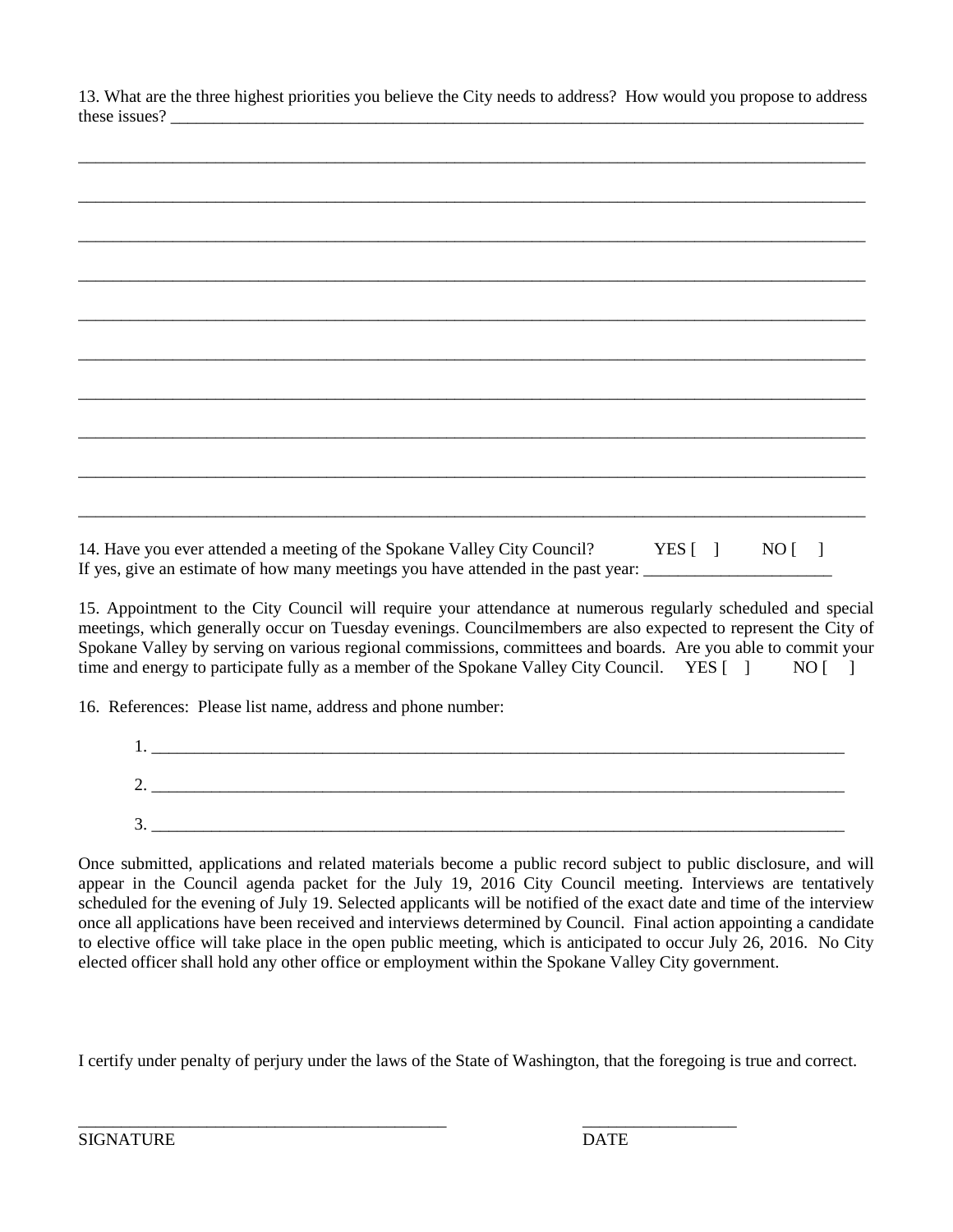13. What are the three highest priorities you believe the City needs to address? How would you propose to address these issues? ______________________________________________________________________________

______________________________________________________________________________

______________________________________________________________________________

______________________________________________________________________________

______________________________________________________________________________

______________________________________________________________________________

______________________________________________________________________________

______________________________________________________________________________

______________________________________________________________________________

______________________________________________________________________________

______________________________________________________________________________

14. Have you ever attended a meeting of the Spokane Valley City Council? YES [ ] NO [ ]
If yes, give an estimate of how many meetings you have attended in the past year: ______________________

15. Appointment to the City Council will require your attendance at numerous regularly scheduled and special meetings, which generally occur on Tuesday evenings. Councilmembers are also expected to represent the City of Spokane Valley by serving on various regional commissions, committees and boards. Are you able to commit your time and energy to participate fully as a member of the Spokane Valley City Council. YES [ ] NO [ ]

16. References: Please list name, address and phone number:

1. ______________________________________________________________________________

2. ______________________________________________________________________________

3. ______________________________________________________________________________

Once submitted, applications and related materials become a public record subject to public disclosure, and will appear in the Council agenda packet for the July 19, 2016 City Council meeting. Interviews are tentatively scheduled for the evening of July 19. Selected applicants will be notified of the exact date and time of the interview once all applications have been received and interviews determined by Council. Final action appointing a candidate to elective office will take place in the open public meeting, which is anticipated to occur July 26, 2016. No City elected officer shall hold any other office or employment within the Spokane Valley City government.

I certify under penalty of perjury under the laws of the State of Washington, that the foregoing is true and correct.

____________________________________________ __________________
SIGNATURE DATE